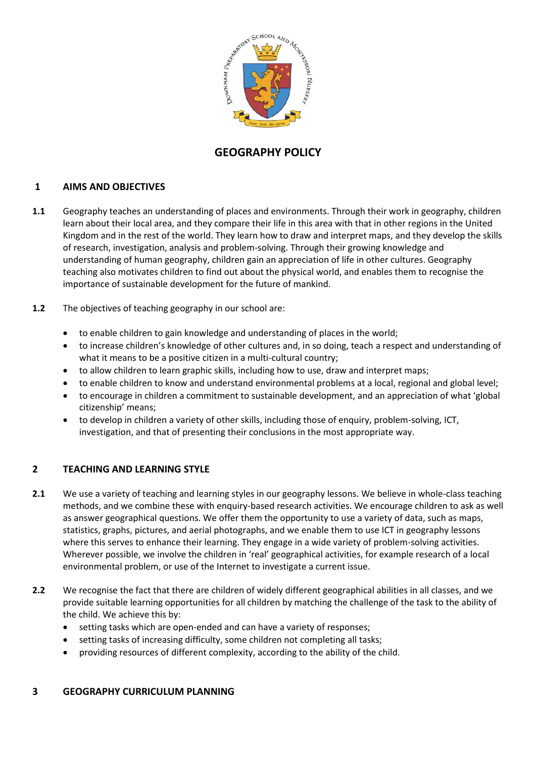# GEOGRAPHY POLICY

## 1 AIMS AND OBJECTIVES

**1.1** Geography teaches an understanding of places and environments. Through their work in geography, children learn about their local area, and they compare their life in this area with that in other regions in the United Kingdom and in the rest of the world. They learn how to draw and interpret maps, and they develop the skills of research, investigation, analysis and problem-solving. Through their growing knowledge and understanding of human geography, children gain an appreciation of life in other cultures. Geography teaching also motivates children to find out about the physical world, and enables them to recognise the importance of sustainable development for the future of mankind.

**1.2** The objectives of teaching geography in our school are:

- to enable children to gain knowledge and understanding of places in the world;
- to increase children's knowledge of other cultures and, in so doing, teach a respect and understanding of what it means to be a positive citizen in a multi-cultural country;
- to allow children to learn graphic skills, including how to use, draw and interpret maps;
- to enable children to know and understand environmental problems at a local, regional and global level;
- to encourage in children a commitment to sustainable development, and an appreciation of what 'global citizenship' means;
- to develop in children a variety of other skills, including those of enquiry, problem-solving, ICT, investigation, and that of presenting their conclusions in the most appropriate way.

## 2 TEACHING AND LEARNING STYLE

**2.1** We use a variety of teaching and learning styles in our geography lessons. We believe in whole-class teaching methods, and we combine these with enquiry-based research activities. We encourage children to ask as well as answer geographical questions. We offer them the opportunity to use a variety of data, such as maps, statistics, graphs, pictures, and aerial photographs, and we enable them to use ICT in geography lessons where this serves to enhance their learning. They engage in a wide variety of problem-solving activities. Wherever possible, we involve the children in 'real' geographical activities, for example research of a local environmental problem, or use of the Internet to investigate a current issue.

**2.2** We recognise the fact that there are children of widely different geographical abilities in all classes, and we provide suitable learning opportunities for all children by matching the challenge of the task to the ability of the child. We achieve this by:

- setting tasks which are open-ended and can have a variety of responses;
- setting tasks of increasing difficulty, some children not completing all tasks;
- providing resources of different complexity, according to the ability of the child.

## 3 GEOGRAPHY CURRICULUM PLANNING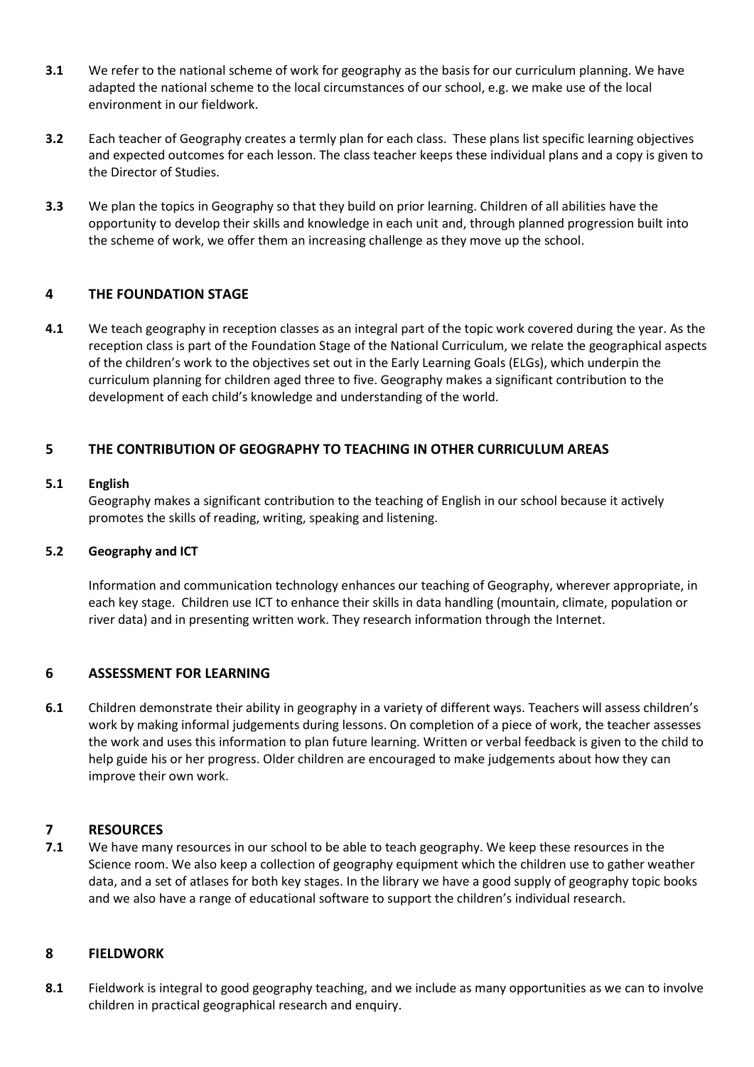**3.1** We refer to the national scheme of work for geography as the basis for our curriculum planning. We have adapted the national scheme to the local circumstances of our school, e.g. we make use of the local environment in our fieldwork.

**3.2** Each teacher of Geography creates a termly plan for each class. These plans list specific learning objectives and expected outcomes for each lesson. The class teacher keeps these individual plans and a copy is given to the Director of Studies.

**3.3** We plan the topics in Geography so that they build on prior learning. Children of all abilities have the opportunity to develop their skills and knowledge in each unit and, through planned progression built into the scheme of work, we offer them an increasing challenge as they move up the school.

## 4 THE FOUNDATION STAGE

**4.1** We teach geography in reception classes as an integral part of the topic work covered during the year. As the reception class is part of the Foundation Stage of the National Curriculum, we relate the geographical aspects of the children's work to the objectives set out in the Early Learning Goals (ELGs), which underpin the curriculum planning for children aged three to five. Geography makes a significant contribution to the development of each child's knowledge and understanding of the world.

## 5 THE CONTRIBUTION OF GEOGRAPHY TO TEACHING IN OTHER CURRICULUM AREAS

### 5.1 English

Geography makes a significant contribution to the teaching of English in our school because it actively promotes the skills of reading, writing, speaking and listening.

### 5.2 Geography and ICT

Information and communication technology enhances our teaching of Geography, wherever appropriate, in each key stage. Children use ICT to enhance their skills in data handling (mountain, climate, population or river data) and in presenting written work. They research information through the Internet.

## 6 ASSESSMENT FOR LEARNING

**6.1** Children demonstrate their ability in geography in a variety of different ways. Teachers will assess children's work by making informal judgements during lessons. On completion of a piece of work, the teacher assesses the work and uses this information to plan future learning. Written or verbal feedback is given to the child to help guide his or her progress. Older children are encouraged to make judgements about how they can improve their own work.

## 7 RESOURCES

**7.1** We have many resources in our school to be able to teach geography. We keep these resources in the Science room. We also keep a collection of geography equipment which the children use to gather weather data, and a set of atlases for both key stages. In the library we have a good supply of geography topic books and we also have a range of educational software to support the children's individual research.

## 8 FIELDWORK

**8.1** Fieldwork is integral to good geography teaching, and we include as many opportunities as we can to involve children in practical geographical research and enquiry.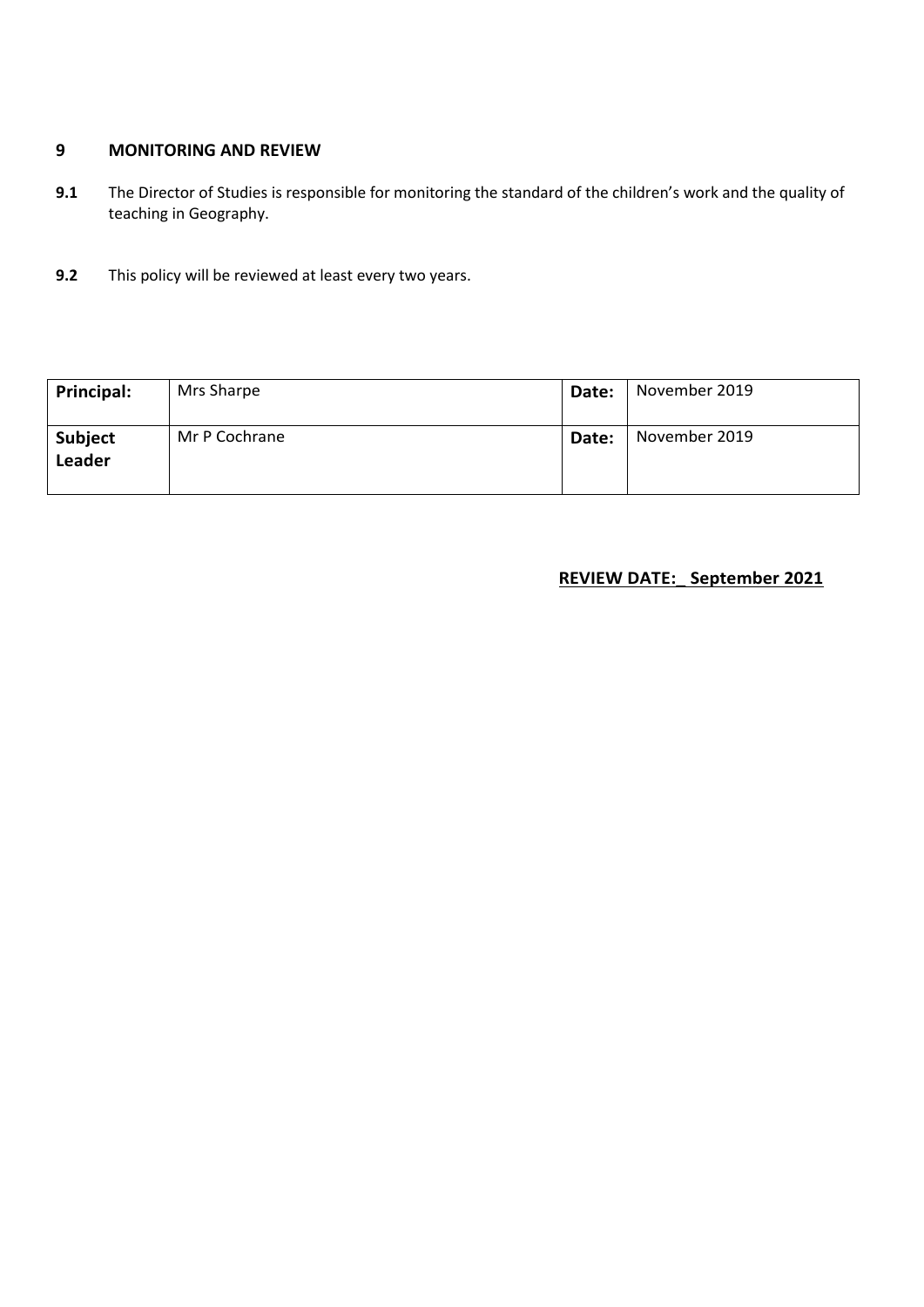## 9 MONITORING AND REVIEW

**9.1** The Director of Studies is responsible for monitoring the standard of the children's work and the quality of teaching in Geography.

**9.2** This policy will be reviewed at least every two years.

| | | | |
|---|---|---|---|
| **Principal:** | Mrs Sharpe | **Date:** | November 2019 |
| **Subject Leader** | Mr P Cochrane | **Date:** | November 2019 |

**REVIEW DATE:_ September 2021**